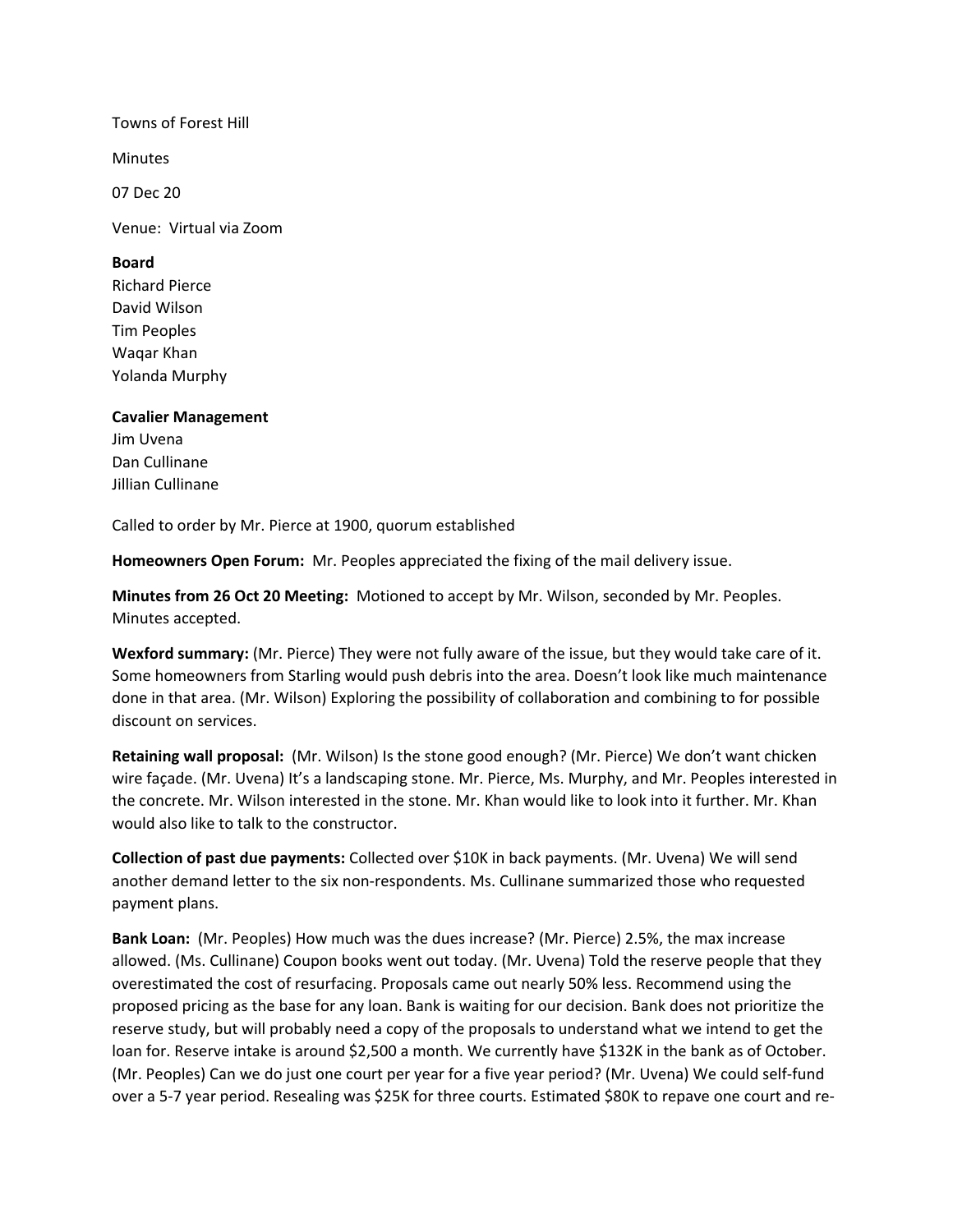Towns of Forest Hill

Minutes

07 Dec 20

Venue: Virtual via Zoom

**Board**
Richard Pierce
David Wilson
Tim Peoples
Waqar Khan
Yolanda Murphy

**Cavalier Management**
Jim Uvena
Dan Cullinane
Jillian Cullinane

Called to order by Mr. Pierce at 1900, quorum established

**Homeowners Open Forum:** Mr. Peoples appreciated the fixing of the mail delivery issue.

**Minutes from 26 Oct 20 Meeting:** Motioned to accept by Mr. Wilson, seconded by Mr. Peoples. Minutes accepted.

**Wexford summary:** (Mr. Pierce) They were not fully aware of the issue, but they would take care of it. Some homeowners from Starling would push debris into the area. Doesn't look like much maintenance done in that area. (Mr. Wilson) Exploring the possibility of collaboration and combining to for possible discount on services.

**Retaining wall proposal:** (Mr. Wilson) Is the stone good enough? (Mr. Pierce) We don't want chicken wire façade. (Mr. Uvena) It's a landscaping stone. Mr. Pierce, Ms. Murphy, and Mr. Peoples interested in the concrete. Mr. Wilson interested in the stone. Mr. Khan would like to look into it further. Mr. Khan would also like to talk to the constructor.

**Collection of past due payments:** Collected over $10K in back payments. (Mr. Uvena) We will send another demand letter to the six non-respondents. Ms. Cullinane summarized those who requested payment plans.

**Bank Loan:** (Mr. Peoples) How much was the dues increase? (Mr. Pierce) 2.5%, the max increase allowed. (Ms. Cullinane) Coupon books went out today. (Mr. Uvena) Told the reserve people that they overestimated the cost of resurfacing. Proposals came out nearly 50% less. Recommend using the proposed pricing as the base for any loan. Bank is waiting for our decision. Bank does not prioritize the reserve study, but will probably need a copy of the proposals to understand what we intend to get the loan for. Reserve intake is around $2,500 a month. We currently have $132K in the bank as of October. (Mr. Peoples) Can we do just one court per year for a five year period? (Mr. Uvena) We could self-fund over a 5-7 year period. Resealing was $25K for three courts. Estimated $80K to repave one court and re-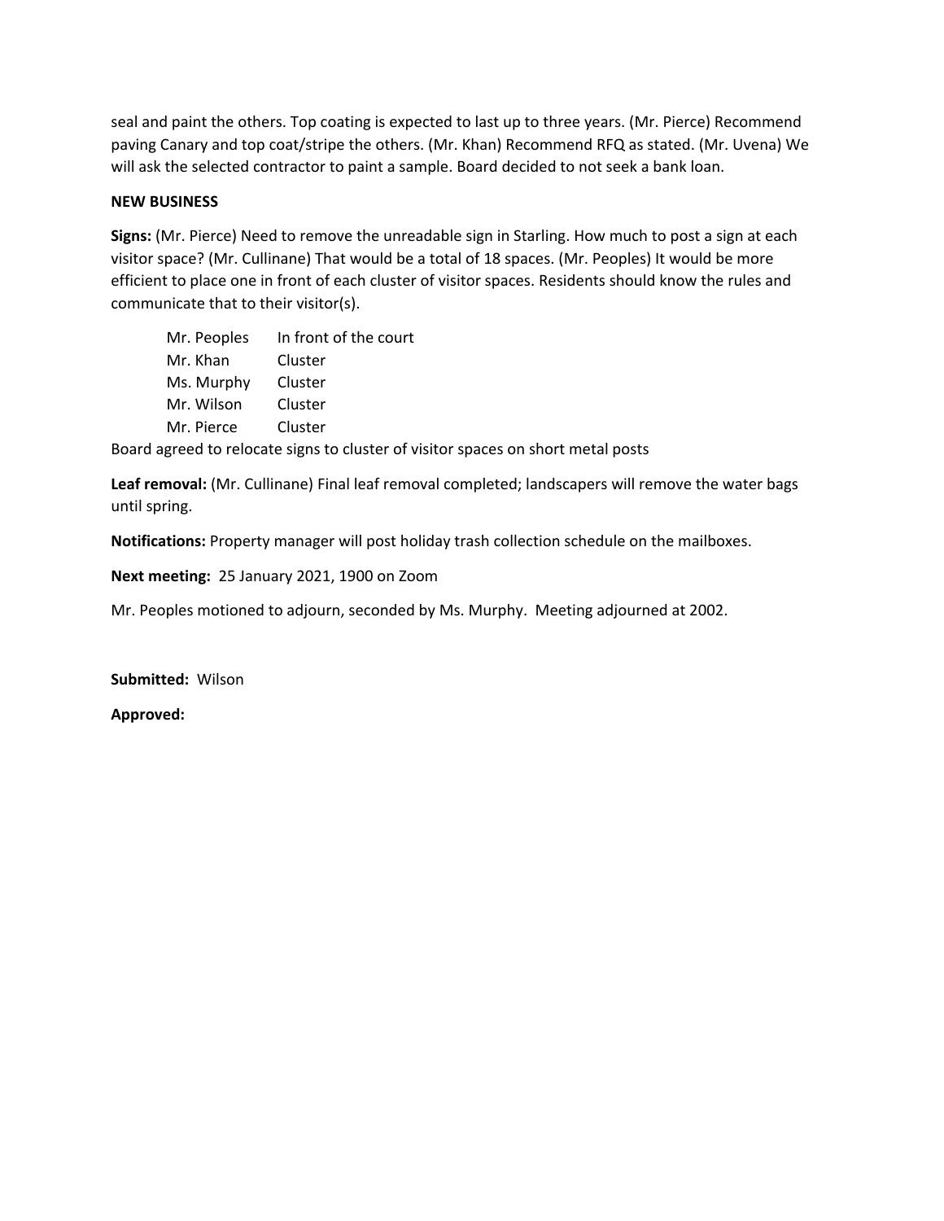seal and paint the others. Top coating is expected to last up to three years. (Mr. Pierce) Recommend paving Canary and top coat/stripe the others. (Mr. Khan) Recommend RFQ as stated. (Mr. Uvena) We will ask the selected contractor to paint a sample. Board decided to not seek a bank loan.

**NEW BUSINESS**

**Signs:** (Mr. Pierce) Need to remove the unreadable sign in Starling. How much to post a sign at each visitor space? (Mr. Cullinane) That would be a total of 18 spaces. (Mr. Peoples) It would be more efficient to place one in front of each cluster of visitor spaces. Residents should know the rules and communicate that to their visitor(s).

| | |
|---|---|
| Mr. Peoples | In front of the court |
| Mr. Khan | Cluster |
| Ms. Murphy | Cluster |
| Mr. Wilson | Cluster |
| Mr. Pierce | Cluster |

Board agreed to relocate signs to cluster of visitor spaces on short metal posts

**Leaf removal:** (Mr. Cullinane) Final leaf removal completed; landscapers will remove the water bags until spring.

**Notifications:** Property manager will post holiday trash collection schedule on the mailboxes.

**Next meeting:** 25 January 2021, 1900 on Zoom

Mr. Peoples motioned to adjourn, seconded by Ms. Murphy. Meeting adjourned at 2002.

**Submitted:** Wilson

**Approved:**